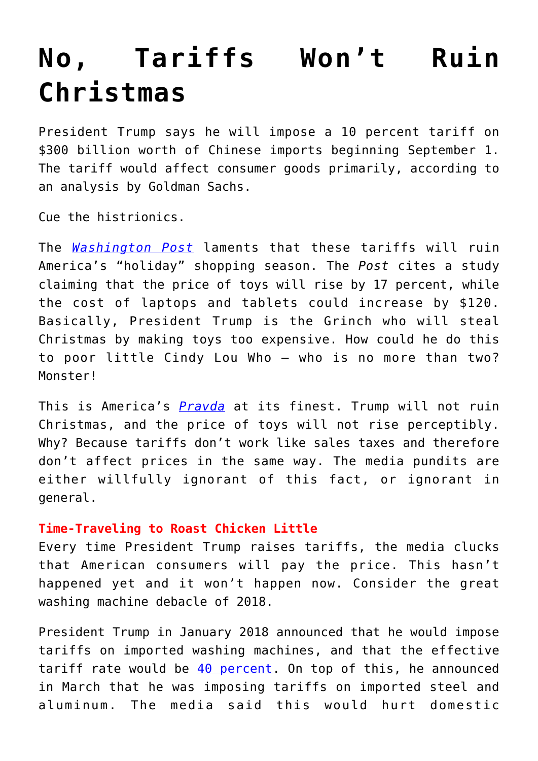# No, Tariffs Won't Ruin Christmas

President Trump says he will impose a 10 percent tariff on $300 billion worth of Chinese imports beginning September 1. The tariff would affect consumer goods primarily, according to an analysis by Goldman Sachs.

Cue the histrionics.

The *Washington Post* laments that these tariffs will ruin America's "holiday" shopping season. The *Post* cites a study claiming that the price of toys will rise by 17 percent, while the cost of laptops and tablets could increase by $120. Basically, President Trump is the Grinch who will steal Christmas by making toys too expensive. How could he do this to poor little Cindy Lou Who – who is no more than two? Monster!

This is America's *Pravda* at its finest. Trump will not ruin Christmas, and the price of toys will not rise perceptibly. Why? Because tariffs don't work like sales taxes and therefore don't affect prices in the same way. The media pundits are either willfully ignorant of this fact, or ignorant in general.

**Time-Traveling to Roast Chicken Little**

Every time President Trump raises tariffs, the media clucks that American consumers will pay the price. This hasn't happened yet and it won't happen now. Consider the great washing machine debacle of 2018.

President Trump in January 2018 announced that he would impose tariffs on imported washing machines, and that the effective tariff rate would be 40 percent. On top of this, he announced in March that he was imposing tariffs on imported steel and aluminum. The media said this would hurt domestic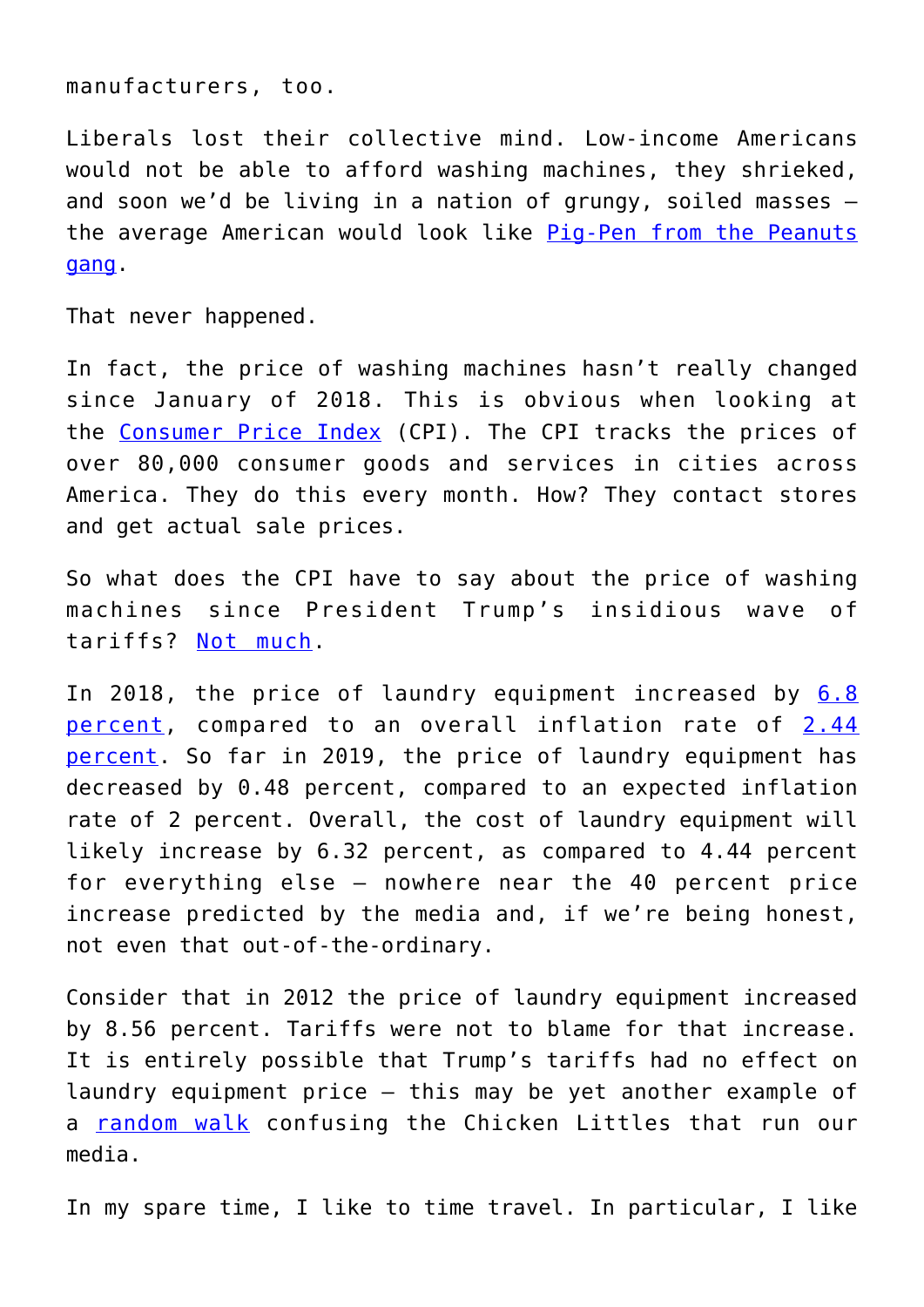manufacturers, too.

Liberals lost their collective mind. Low-income Americans would not be able to afford washing machines, they shrieked, and soon we'd be living in a nation of grungy, soiled masses — the average American would look like Pig-Pen from the Peanuts gang.

That never happened.

In fact, the price of washing machines hasn't really changed since January of 2018. This is obvious when looking at the Consumer Price Index (CPI). The CPI tracks the prices of over 80,000 consumer goods and services in cities across America. They do this every month. How? They contact stores and get actual sale prices.

So what does the CPI have to say about the price of washing machines since President Trump's insidious wave of tariffs? Not much.

In 2018, the price of laundry equipment increased by 6.8 percent, compared to an overall inflation rate of 2.44 percent. So far in 2019, the price of laundry equipment has decreased by 0.48 percent, compared to an expected inflation rate of 2 percent. Overall, the cost of laundry equipment will likely increase by 6.32 percent, as compared to 4.44 percent for everything else — nowhere near the 40 percent price increase predicted by the media and, if we're being honest, not even that out-of-the-ordinary.

Consider that in 2012 the price of laundry equipment increased by 8.56 percent. Tariffs were not to blame for that increase. It is entirely possible that Trump's tariffs had no effect on laundry equipment price — this may be yet another example of a random walk confusing the Chicken Littles that run our media.

In my spare time, I like to time travel. In particular, I like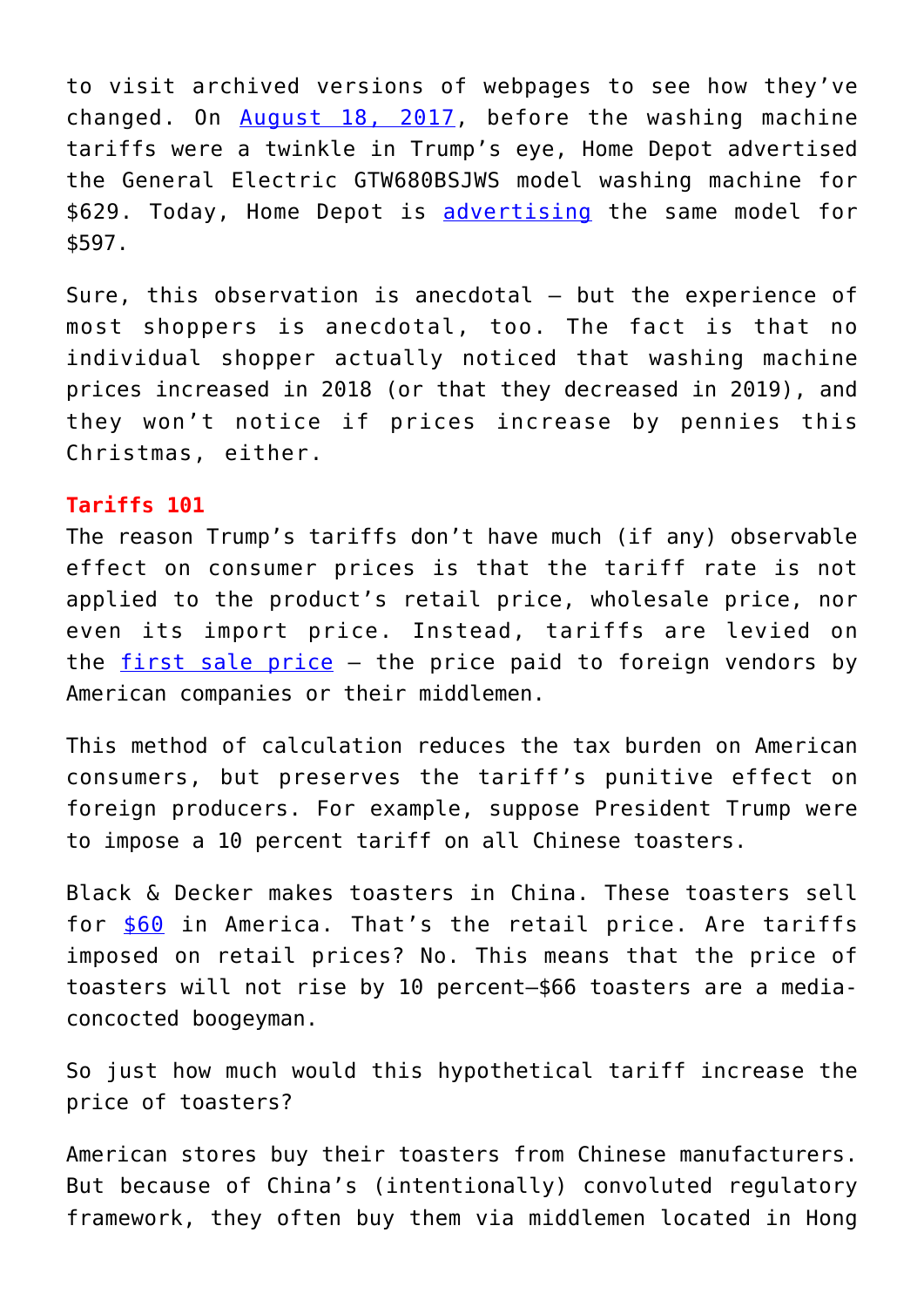to visit archived versions of webpages to see how they've changed. On August 18, 2017, before the washing machine tariffs were a twinkle in Trump's eye, Home Depot advertised the General Electric GTW680BSJWS model washing machine for $629. Today, Home Depot is advertising the same model for $597.

Sure, this observation is anecdotal – but the experience of most shoppers is anecdotal, too. The fact is that no individual shopper actually noticed that washing machine prices increased in 2018 (or that they decreased in 2019), and they won't notice if prices increase by pennies this Christmas, either.

### Tariffs 101

The reason Trump's tariffs don't have much (if any) observable effect on consumer prices is that the tariff rate is not applied to the product's retail price, wholesale price, nor even its import price. Instead, tariffs are levied on the first sale price – the price paid to foreign vendors by American companies or their middlemen.

This method of calculation reduces the tax burden on American consumers, but preserves the tariff's punitive effect on foreign producers. For example, suppose President Trump were to impose a 10 percent tariff on all Chinese toasters.

Black & Decker makes toasters in China. These toasters sell for $60 in America. That's the retail price. Are tariffs imposed on retail prices? No. This means that the price of toasters will not rise by 10 percent—$66 toasters are a media-concocted boogeyman.

So just how much would this hypothetical tariff increase the price of toasters?

American stores buy their toasters from Chinese manufacturers. But because of China's (intentionally) convoluted regulatory framework, they often buy them via middlemen located in Hong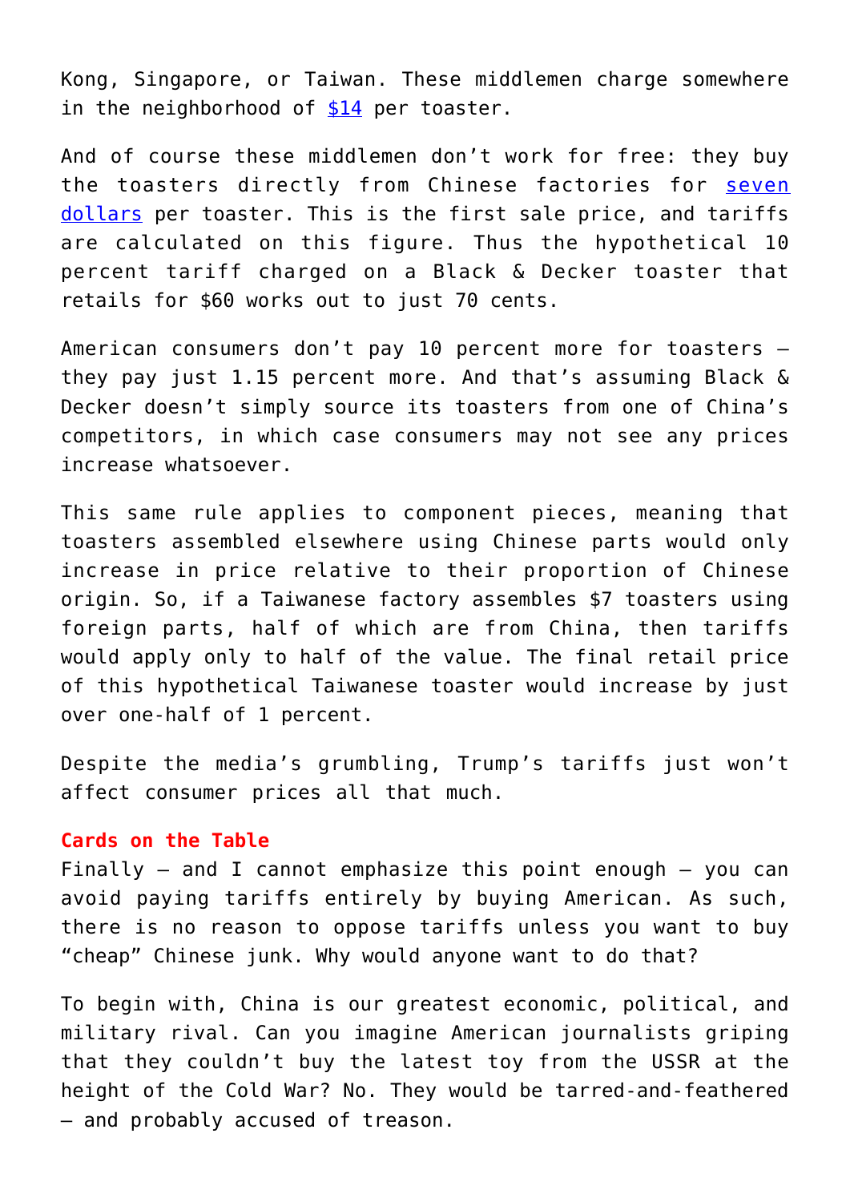Kong, Singapore, or Taiwan. These middlemen charge somewhere in the neighborhood of [$14](#) per toaster.

And of course these middlemen don't work for free: they buy the toasters directly from Chinese factories for [seven dollars](#) per toaster. This is the first sale price, and tariffs are calculated on this figure. Thus the hypothetical 10 percent tariff charged on a Black & Decker toaster that retails for $60 works out to just 70 cents.

American consumers don't pay 10 percent more for toasters – they pay just 1.15 percent more. And that's assuming Black & Decker doesn't simply source its toasters from one of China's competitors, in which case consumers may not see any prices increase whatsoever.

This same rule applies to component pieces, meaning that toasters assembled elsewhere using Chinese parts would only increase in price relative to their proportion of Chinese origin. So, if a Taiwanese factory assembles $7 toasters using foreign parts, half of which are from China, then tariffs would apply only to half of the value. The final retail price of this hypothetical Taiwanese toaster would increase by just over one-half of 1 percent.

Despite the media's grumbling, Trump's tariffs just won't affect consumer prices all that much.

### Cards on the Table

Finally – and I cannot emphasize this point enough – you can avoid paying tariffs entirely by buying American. As such, there is no reason to oppose tariffs unless you want to buy "cheap" Chinese junk. Why would anyone want to do that?

To begin with, China is our greatest economic, political, and military rival. Can you imagine American journalists griping that they couldn't buy the latest toy from the USSR at the height of the Cold War? No. They would be tarred-and-feathered – and probably accused of treason.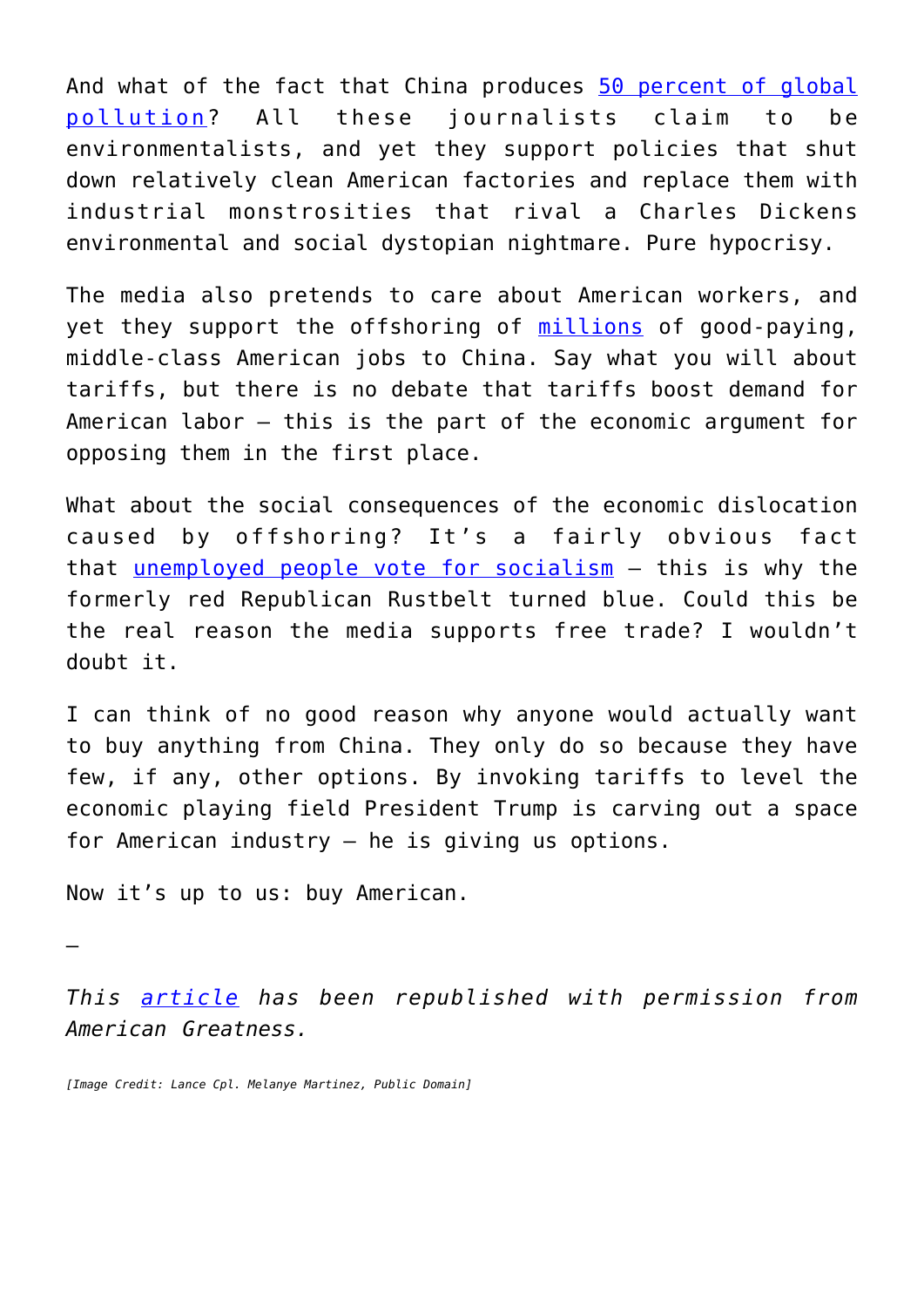And what of the fact that China produces [50 percent of global pollution](#)? All these journalists claim to be environmentalists, and yet they support policies that shut down relatively clean American factories and replace them with industrial monstrosities that rival a Charles Dickens environmental and social dystopian nightmare. Pure hypocrisy.

The media also pretends to care about American workers, and yet they support the offshoring of [millions](#) of good-paying, middle-class American jobs to China. Say what you will about tariffs, but there is no debate that tariffs boost demand for American labor – this is the part of the economic argument for opposing them in the first place.

What about the social consequences of the economic dislocation caused by offshoring? It's a fairly obvious fact that [unemployed people vote for socialism](#) – this is why the formerly red Republican Rustbelt turned blue. Could this be the real reason the media supports free trade? I wouldn't doubt it.

I can think of no good reason why anyone would actually want to buy anything from China. They only do so because they have few, if any, other options. By invoking tariffs to level the economic playing field President Trump is carving out a space for American industry – he is giving us options.

Now it's up to us: buy American.

—

*This [article](#) has been republished with permission from American Greatness.*

*[Image Credit: Lance Cpl. Melanye Martinez, Public Domain]*